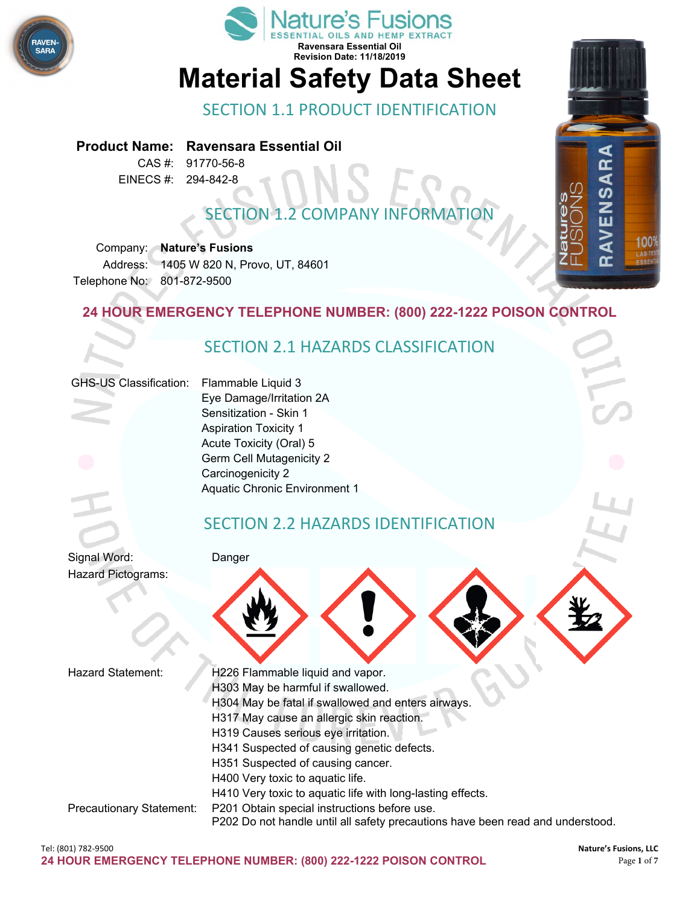Nature's Fusions
ESSENTIAL OILS AND HEMP EXTRACT
Ravensara Essential Oil
Revision Date: 11/18/2019

# Material Safety Data Sheet

## SECTION 1.1 PRODUCT IDENTIFICATION

**Product Name:** **Ravensara Essential Oil**
CAS #: 91770-56-8
EINECS #: 294-842-8

## SECTION 1.2 COMPANY INFORMATION

Company: **Nature's Fusions**
Address: 1405 W 820 N, Provo, UT, 84601
Telephone No: 801-872-9500

**24 HOUR EMERGENCY TELEPHONE NUMBER: (800) 222-1222 POISON CONTROL**

## SECTION 2.1 HAZARDS CLASSIFICATION

GHS-US Classification:
- Flammable Liquid 3
- Eye Damage/Irritation 2A
- Sensitization - Skin 1
- Aspiration Toxicity 1
- Acute Toxicity (Oral) 5
- Germ Cell Mutagenicity 2
- Carcinogenicity 2
- Aquatic Chronic Environment 1

## SECTION 2.2 HAZARDS IDENTIFICATION

Signal Word: Danger

Hazard Pictograms:

Hazard Statement:
- H226 Flammable liquid and vapor.
- H303 May be harmful if swallowed.
- H304 May be fatal if swallowed and enters airways.
- H317 May cause an allergic skin reaction.
- H319 Causes serious eye irritation.
- H341 Suspected of causing genetic defects.
- H351 Suspected of causing cancer.
- H400 Very toxic to aquatic life.
- H410 Very toxic to aquatic life with long-lasting effects.

Precautionary Statement:
- P201 Obtain special instructions before use.
- P202 Do not handle until all safety precautions have been read and understood.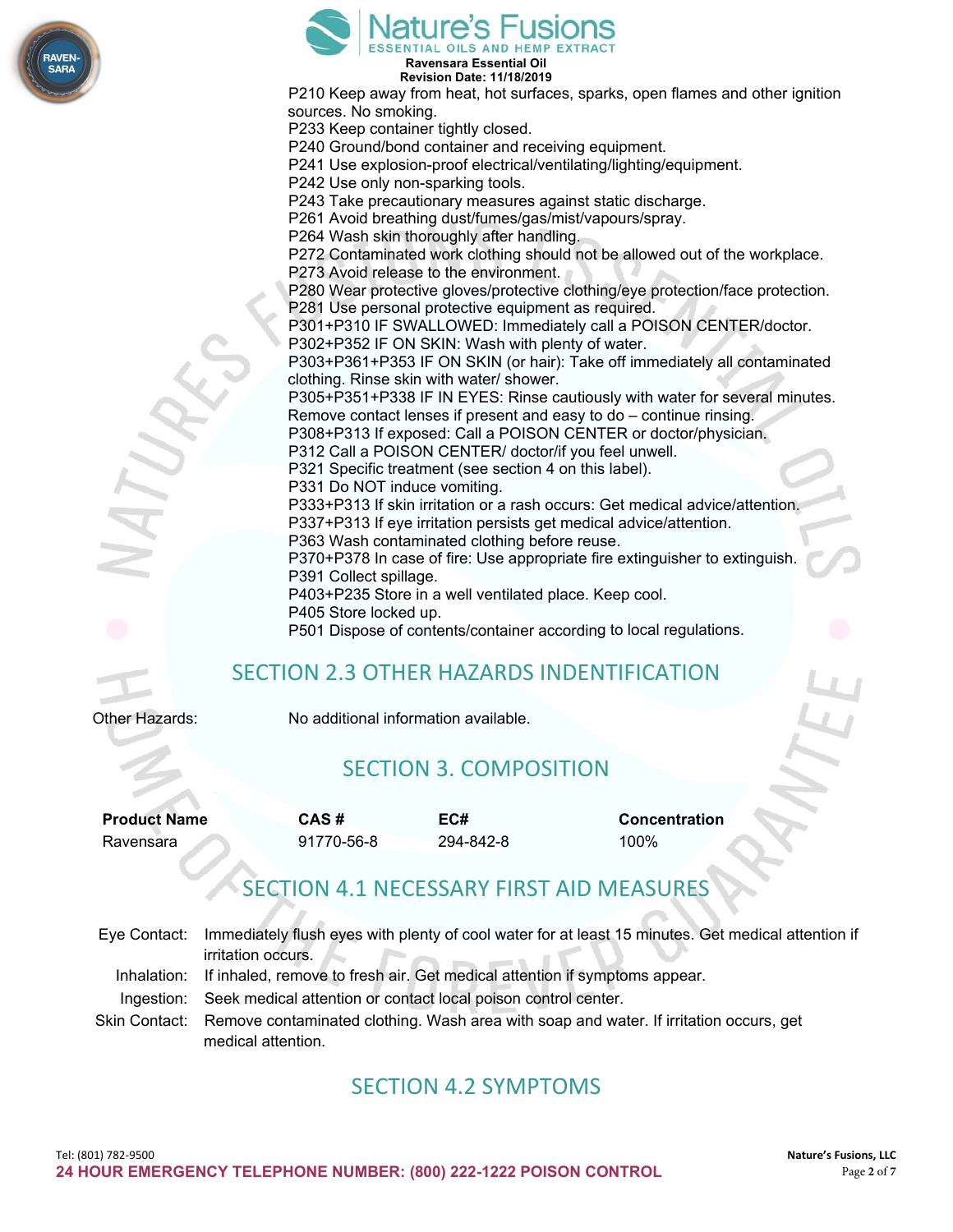P210 Keep away from heat, hot surfaces, sparks, open flames and other ignition sources. No smoking.
P233 Keep container tightly closed.
P240 Ground/bond container and receiving equipment.
P241 Use explosion-proof electrical/ventilating/lighting/equipment.
P242 Use only non-sparking tools.
P243 Take precautionary measures against static discharge.
P261 Avoid breathing dust/fumes/gas/mist/vapours/spray.
P264 Wash skin thoroughly after handling.
P272 Contaminated work clothing should not be allowed out of the workplace.
P273 Avoid release to the environment.
P280 Wear protective gloves/protective clothing/eye protection/face protection.
P281 Use personal protective equipment as required.
P301+P310 IF SWALLOWED: Immediately call a POISON CENTER/doctor.
P302+P352 IF ON SKIN: Wash with plenty of water.
P303+P361+P353 IF ON SKIN (or hair): Take off immediately all contaminated clothing. Rinse skin with water/ shower.
P305+P351+P338 IF IN EYES: Rinse cautiously with water for several minutes. Remove contact lenses if present and easy to do – continue rinsing.
P308+P313 If exposed: Call a POISON CENTER or doctor/physician.
P312 Call a POISON CENTER/ doctor/if you feel unwell.
P321 Specific treatment (see section 4 on this label).
P331 Do NOT induce vomiting.
P333+P313 If skin irritation or a rash occurs: Get medical advice/attention.
P337+P313 If eye irritation persists get medical advice/attention.
P363 Wash contaminated clothing before reuse.
P370+P378 In case of fire: Use appropriate fire extinguisher to extinguish.
P391 Collect spillage.
P403+P235 Store in a well ventilated place. Keep cool.
P405 Store locked up.
P501 Dispose of contents/container according to local regulations.

## SECTION 2.3 OTHER HAZARDS INDENTIFICATION

Other Hazards: No additional information available.

## SECTION 3. COMPOSITION

| Product Name | CAS # | EC# | Concentration |
|---|---|---|---|
| Ravensara | 91770-56-8 | 294-842-8 | 100% |

## SECTION 4.1 NECESSARY FIRST AID MEASURES

Eye Contact: Immediately flush eyes with plenty of cool water for at least 15 minutes. Get medical attention if irritation occurs.

Inhalation: If inhaled, remove to fresh air. Get medical attention if symptoms appear.

Ingestion: Seek medical attention or contact local poison control center.

Skin Contact: Remove contaminated clothing. Wash area with soap and water. If irritation occurs, get medical attention.

## SECTION 4.2 SYMPTOMS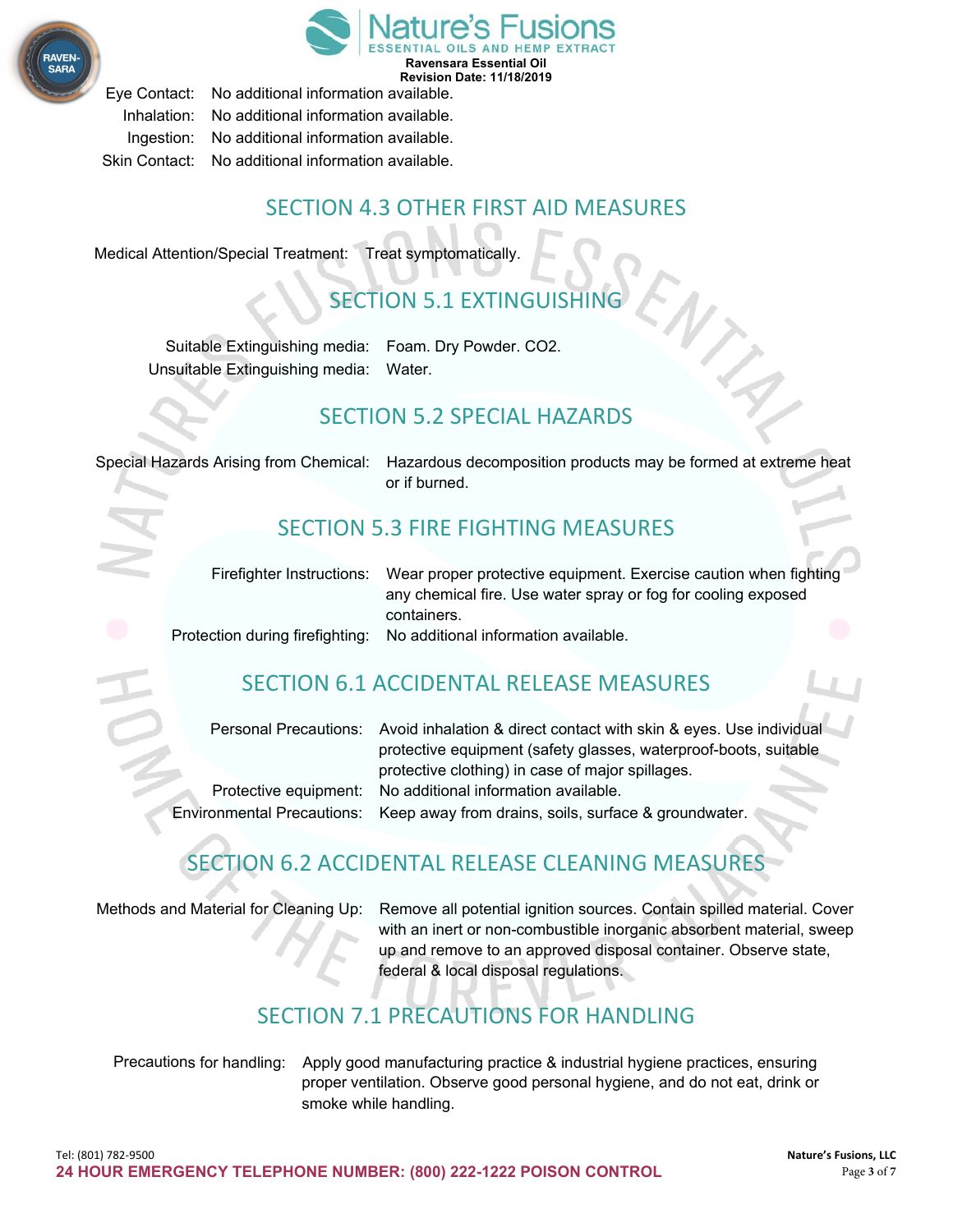Eye Contact: No additional information available.
Inhalation: No additional information available.
Ingestion: No additional information available.
Skin Contact: No additional information available.

## SECTION 4.3 OTHER FIRST AID MEASURES

Medical Attention/Special Treatment: Treat symptomatically.

## SECTION 5.1 EXTINGUISHING

Suitable Extinguishing media: Foam. Dry Powder. $CO_2$.
Unsuitable Extinguishing media: Water.

## SECTION 5.2 SPECIAL HAZARDS

Special Hazards Arising from Chemical: Hazardous decomposition products may be formed at extreme heat or if burned.

## SECTION 5.3 FIRE FIGHTING MEASURES

Firefighter Instructions: Wear proper protective equipment. Exercise caution when fighting any chemical fire. Use water spray or fog for cooling exposed containers.
Protection during firefighting: No additional information available.

## SECTION 6.1 ACCIDENTAL RELEASE MEASURES

Personal Precautions: Avoid inhalation & direct contact with skin & eyes. Use individual protective equipment (safety glasses, waterproof-boots, suitable protective clothing) in case of major spillages.
Protective equipment: No additional information available.
Environmental Precautions: Keep away from drains, soils, surface & groundwater.

## SECTION 6.2 ACCIDENTAL RELEASE CLEANING MEASURES

Methods and Material for Cleaning Up: Remove all potential ignition sources. Contain spilled material. Cover with an inert or non-combustible inorganic absorbent material, sweep up and remove to an approved disposal container. Observe state, federal & local disposal regulations.

## SECTION 7.1 PRECAUTIONS FOR HANDLING

Precautions for handling: Apply good manufacturing practice & industrial hygiene practices, ensuring proper ventilation. Observe good personal hygiene, and do not eat, drink or smoke while handling.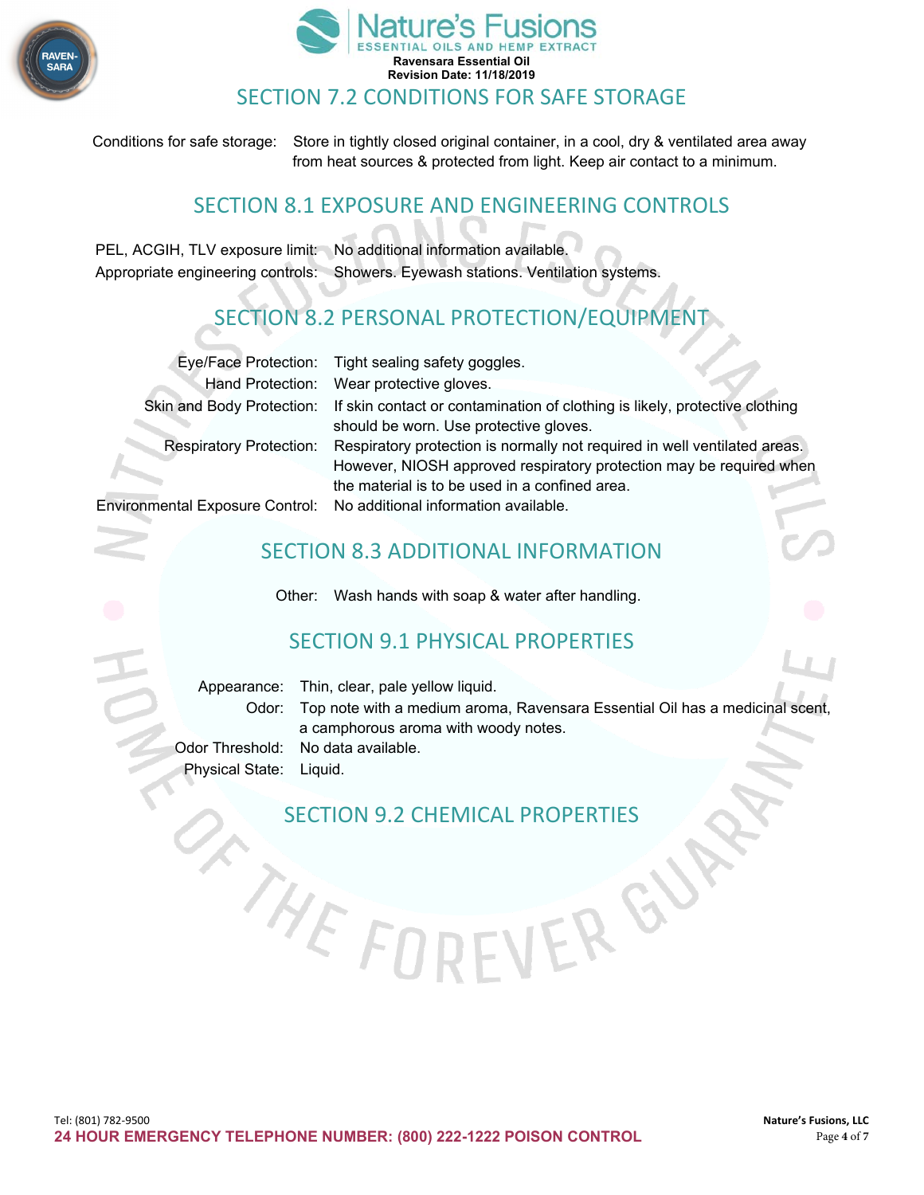## SECTION 7.2 CONDITIONS FOR SAFE STORAGE

Conditions for safe storage: Store in tightly closed original container, in a cool, dry & ventilated area away from heat sources & protected from light. Keep air contact to a minimum.

## SECTION 8.1 EXPOSURE AND ENGINEERING CONTROLS

PEL, ACGIH, TLV exposure limit: No additional information available.

Appropriate engineering controls: Showers. Eyewash stations. Ventilation systems.

## SECTION 8.2 PERSONAL PROTECTION/EQUIPMENT

Eye/Face Protection: Tight sealing safety goggles.

Hand Protection: Wear protective gloves.

Skin and Body Protection: If skin contact or contamination of clothing is likely, protective clothing should be worn. Use protective gloves.

Respiratory Protection: Respiratory protection is normally not required in well ventilated areas. However, NIOSH approved respiratory protection may be required when the material is to be used in a confined area.

Environmental Exposure Control: No additional information available.

## SECTION 8.3 ADDITIONAL INFORMATION

Other: Wash hands with soap & water after handling.

## SECTION 9.1 PHYSICAL PROPERTIES

Appearance: Thin, clear, pale yellow liquid.

Odor: Top note with a medium aroma, Ravensara Essential Oil has a medicinal scent, a camphorous aroma with woody notes.

Odor Threshold: No data available.

Physical State: Liquid.

## SECTION 9.2 CHEMICAL PROPERTIES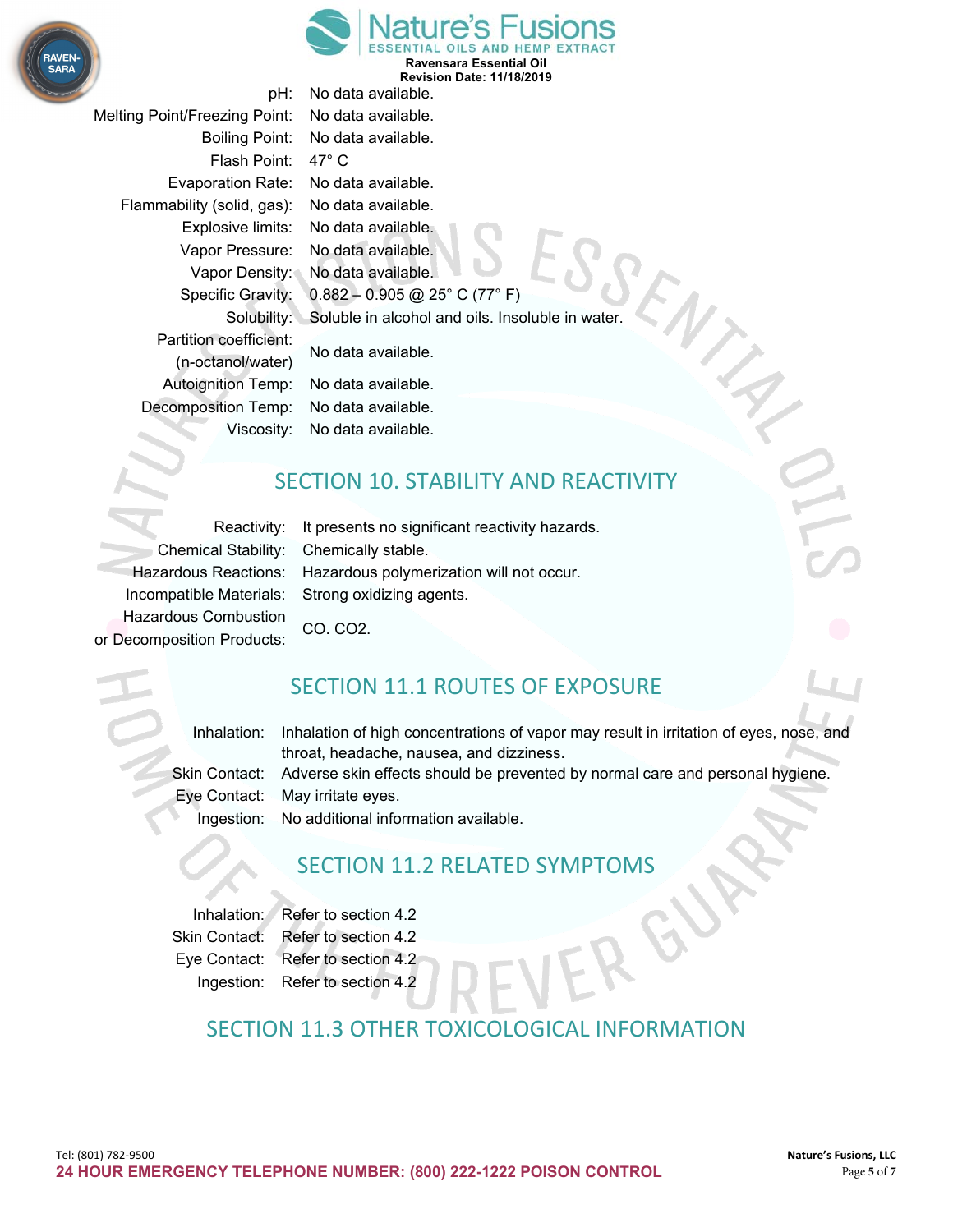| | |
|---|---|
| pH: | No data available. |
| Melting Point/Freezing Point: | No data available. |
| Boiling Point: | No data available. |
| Flash Point: | 47° C |
| Evaporation Rate: | No data available. |
| Flammability (solid, gas): | No data available. |
| Explosive limits: | No data available. |
| Vapor Pressure: | No data available. |
| Vapor Density: | No data available. |
| Specific Gravity: | 0.882 – 0.905 @ 25° C (77° F) |
| Solubility: | Soluble in alcohol and oils. Insoluble in water. |
| Partition coefficient: (n-octanol/water) | No data available. |
| Autoignition Temp: | No data available. |
| Decomposition Temp: | No data available. |
| Viscosity: | No data available. |

## SECTION 10. STABILITY AND REACTIVITY

| | |
|---|---|
| Reactivity: | It presents no significant reactivity hazards. |
| Chemical Stability: | Chemically stable. |
| Hazardous Reactions: | Hazardous polymerization will not occur. |
| Incompatible Materials: | Strong oxidizing agents. |
| Hazardous Combustion or Decomposition Products: | CO. $CO_2$. |

## SECTION 11.1 ROUTES OF EXPOSURE

| | |
|---|---|
| Inhalation: | Inhalation of high concentrations of vapor may result in irritation of eyes, nose, and throat, headache, nausea, and dizziness. |
| Skin Contact: | Adverse skin effects should be prevented by normal care and personal hygiene. |
| Eye Contact: | May irritate eyes. |
| Ingestion: | No additional information available. |

## SECTION 11.2 RELATED SYMPTOMS

| | |
|---|---|
| Inhalation: | Refer to section 4.2 |
| Skin Contact: | Refer to section 4.2 |
| Eye Contact: | Refer to section 4.2 |
| Ingestion: | Refer to section 4.2 |

## SECTION 11.3 OTHER TOXICOLOGICAL INFORMATION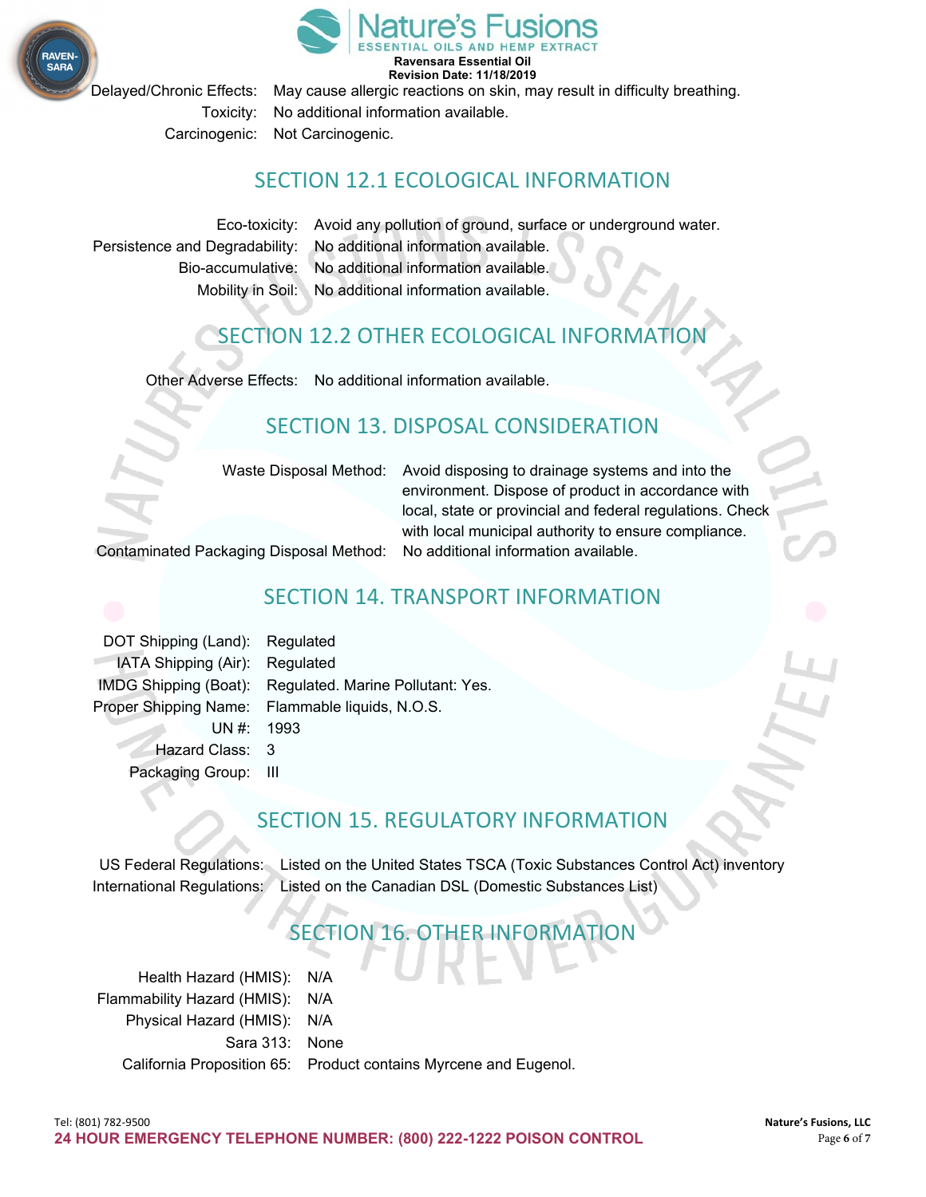Delayed/Chronic Effects: May cause allergic reactions on skin, may result in difficulty breathing.

Toxicity: No additional information available.

Carcinogenic: Not Carcinogenic.

## SECTION 12.1 ECOLOGICAL INFORMATION

Eco-toxicity: Avoid any pollution of ground, surface or underground water.

Persistence and Degradability: No additional information available.

Bio-accumulative: No additional information available.

Mobility in Soil: No additional information available.

## SECTION 12.2 OTHER ECOLOGICAL INFORMATION

Other Adverse Effects: No additional information available.

## SECTION 13. DISPOSAL CONSIDERATION

Waste Disposal Method: Avoid disposing to drainage systems and into the environment. Dispose of product in accordance with local, state or provincial and federal regulations. Check with local municipal authority to ensure compliance.

Contaminated Packaging Disposal Method: No additional information available.

## SECTION 14. TRANSPORT INFORMATION

DOT Shipping (Land): Regulated

IATA Shipping (Air): Regulated

IMDG Shipping (Boat): Regulated. Marine Pollutant: Yes.

Proper Shipping Name: Flammable liquids, N.O.S.

UN #: 1993

Hazard Class: 3

Packaging Group: III

## SECTION 15. REGULATORY INFORMATION

US Federal Regulations: Listed on the United States TSCA (Toxic Substances Control Act) inventory

International Regulations: Listed on the Canadian DSL (Domestic Substances List)

## SECTION 16. OTHER INFORMATION

Health Hazard (HMIS): N/A

Flammability Hazard (HMIS): N/A

Physical Hazard (HMIS): N/A

Sara 313: None

California Proposition 65: Product contains Myrcene and Eugenol.

Tel: (801) 782-9500

**24 HOUR EMERGENCY TELEPHONE NUMBER: (800) 222-1222 POISON CONTROL**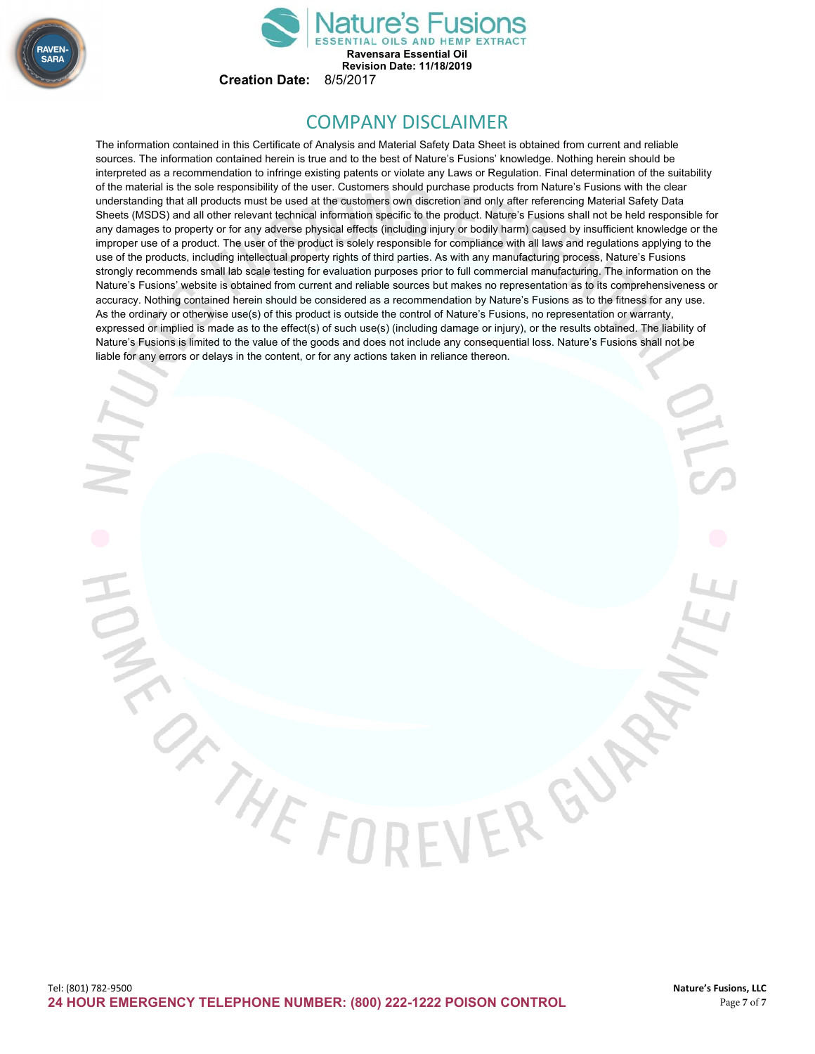## COMPANY DISCLAIMER

The information contained in this Certificate of Analysis and Material Safety Data Sheet is obtained from current and reliable sources. The information contained herein is true and to the best of Nature's Fusions' knowledge. Nothing herein should be interpreted as a recommendation to infringe existing patents or violate any Laws or Regulation. Final determination of the suitability of the material is the sole responsibility of the user. Customers should purchase products from Nature's Fusions with the clear understanding that all products must be used at the customers own discretion and only after referencing Material Safety Data Sheets (MSDS) and all other relevant technical information specific to the product. Nature's Fusions shall not be held responsible for any damages to property or for any adverse physical effects (including injury or bodily harm) caused by insufficient knowledge or the improper use of a product. The user of the product is solely responsible for compliance with all laws and regulations applying to the use of the products, including intellectual property rights of third parties. As with any manufacturing process, Nature's Fusions strongly recommends small lab scale testing for evaluation purposes prior to full commercial manufacturing. The information on the Nature's Fusions' website is obtained from current and reliable sources but makes no representation as to its comprehensiveness or accuracy. Nothing contained herein should be considered as a recommendation by Nature's Fusions as to the fitness for any use. As the ordinary or otherwise use(s) of this product is outside the control of Nature's Fusions, no representation or warranty, expressed or implied is made as to the effect(s) of such use(s) (including damage or injury), or the results obtained. The liability of Nature's Fusions is limited to the value of the goods and does not include any consequential loss. Nature's Fusions shall not be liable for any errors or delays in the content, or for any actions taken in reliance thereon.